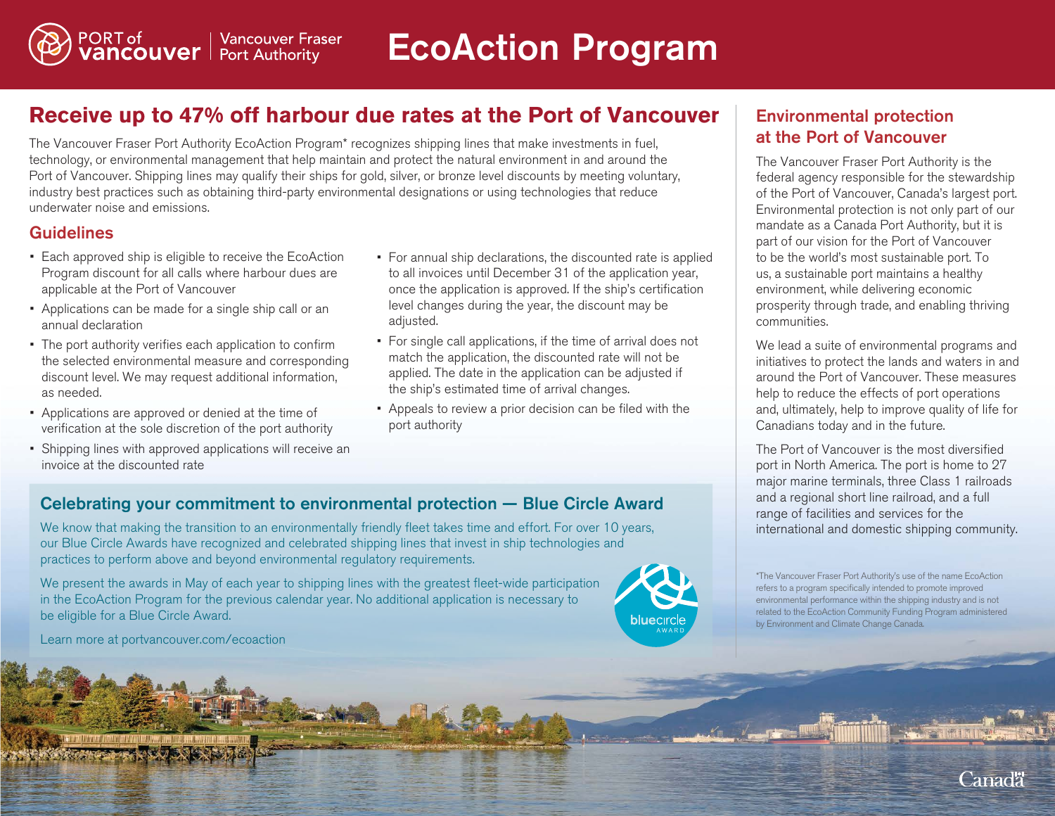PORT of vancouver | Vancouver Fraser Port Authority

# EcoAction Program

## Receive up to 47% off harbour due rates at the Port of Vancouver

The Vancouver Fraser Port Authority EcoAction Program* recognizes shipping lines that make investments in fuel, technology, or environmental management that help maintain and protect the natural environment in and around the Port of Vancouver. Shipping lines may qualify their ships for gold, silver, or bronze level discounts by meeting voluntary, industry best practices such as obtaining third-party environmental designations or using technologies that reduce underwater noise and emissions.

### Guidelines

- Each approved ship is eligible to receive the EcoAction Program discount for all calls where harbour dues are applicable at the Port of Vancouver
- Applications can be made for a single ship call or an annual declaration
- The port authority verifies each application to confirm the selected environmental measure and corresponding discount level. We may request additional information, as needed.
- Applications are approved or denied at the time of verification at the sole discretion of the port authority
- Shipping lines with approved applications will receive an invoice at the discounted rate
- For annual ship declarations, the discounted rate is applied to all invoices until December 31 of the application year, once the application is approved. If the ship's certification level changes during the year, the discount may be adjusted.
- For single call applications, if the time of arrival does not match the application, the discounted rate will not be applied. The date in the application can be adjusted if the ship's estimated time of arrival changes.
- Appeals to review a prior decision can be filed with the port authority

### Celebrating your commitment to environmental protection — Blue Circle Award

We know that making the transition to an environmentally friendly fleet takes time and effort. For over 10 years, our Blue Circle Awards have recognized and celebrated shipping lines that invest in ship technologies and practices to perform above and beyond environmental regulatory requirements.

We present the awards in May of each year to shipping lines with the greatest fleet-wide participation in the EcoAction Program for the previous calendar year. No additional application is necessary to be eligible for a Blue Circle Award.

Learn more at portvancouver.com/ecoaction

## Environmental protection at the Port of Vancouver

The Vancouver Fraser Port Authority is the federal agency responsible for the stewardship of the Port of Vancouver, Canada's largest port. Environmental protection is not only part of our mandate as a Canada Port Authority, but it is part of our vision for the Port of Vancouver to be the world's most sustainable port. To us, a sustainable port maintains a healthy environment, while delivering economic prosperity through trade, and enabling thriving communities.

We lead a suite of environmental programs and initiatives to protect the lands and waters in and around the Port of Vancouver. These measures help to reduce the effects of port operations and, ultimately, help to improve quality of life for Canadians today and in the future.

The Port of Vancouver is the most diversified port in North America. The port is home to 27 major marine terminals, three Class 1 railroads and a regional short line railroad, and a full range of facilities and services for the international and domestic shipping community.

*The Vancouver Fraser Port Authority's use of the name EcoAction refers to a program specifically intended to promote improved environmental performance within the shipping industry and is not related to the EcoAction Community Funding Program administered by Environment and Climate Change Canada.

Canada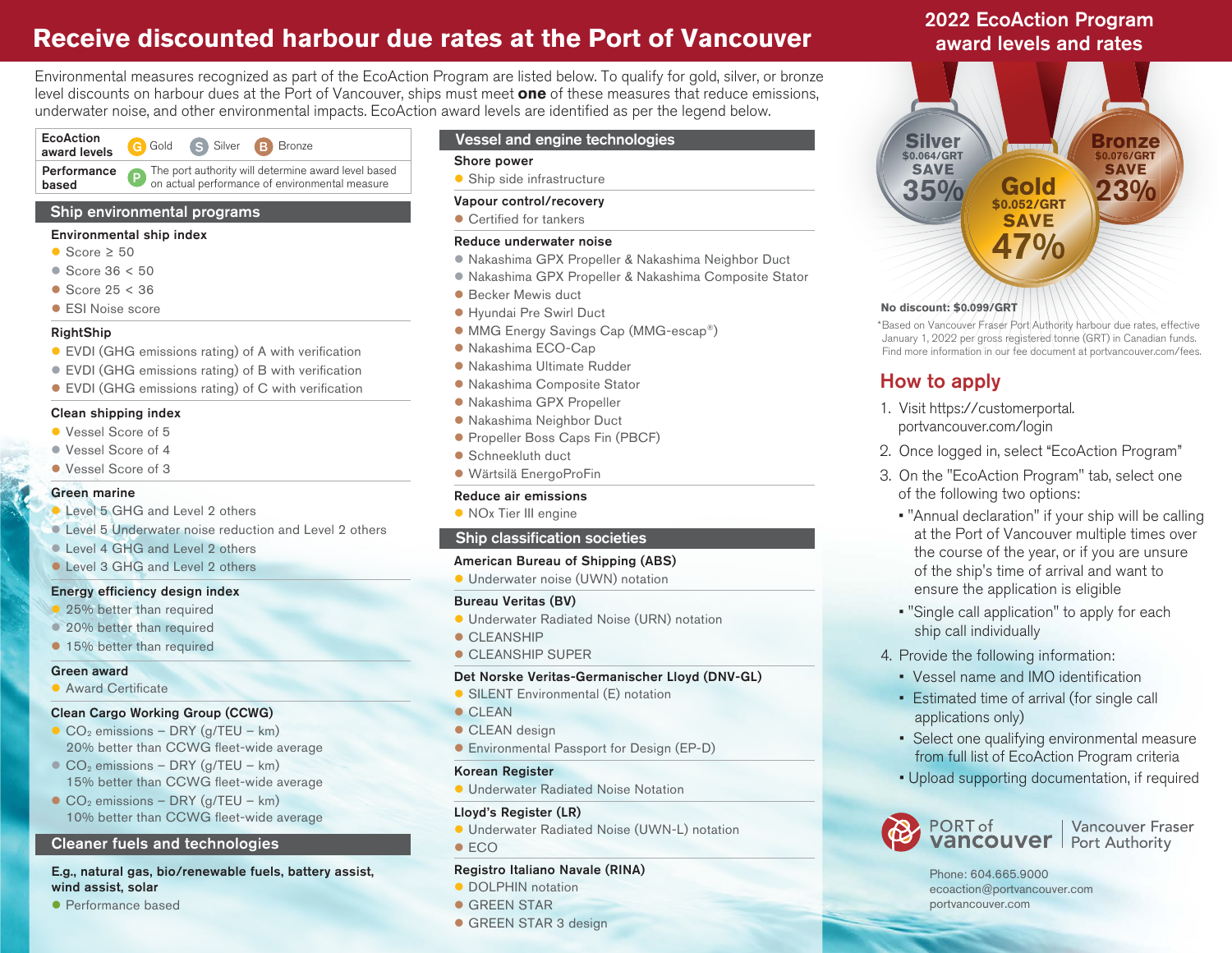# Receive discounted harbour due rates at the Port of Vancouver

Environmental measures recognized as part of the EcoAction Program are listed below. To qualify for gold, silver, or bronze level discounts on harbour dues at the Port of Vancouver, ships must meet **one** of these measures that reduce emissions, underwater noise, and other environmental impacts. EcoAction award levels are identified as per the legend below.

| | |
|---|---|
| **EcoAction award levels** | G Gold  S Silver  B Bronze |
| **Performance based** | P The port authority will determine award level based on actual performance of environmental measure |

## Ship environmental programs

**Environmental ship index**
- Score ≥ 50 (Gold)
- Score 36 < 50 (Silver)
- Score 25 < 36 (Bronze)
- ESI Noise score (Bronze)

**RightShip**
- EVDI (GHG emissions rating) of A with verification (Gold)
- EVDI (GHG emissions rating) of B with verification (Silver)
- EVDI (GHG emissions rating) of C with verification (Bronze)

**Clean shipping index**
- Vessel Score of 5 (Gold)
- Vessel Score of 4 (Silver)
- Vessel Score of 3 (Bronze)

**Green marine**
- Level 5 GHG and Level 2 others (Gold)
- Level 5 Underwater noise reduction and Level 2 others (Silver)
- Level 4 GHG and Level 2 others (Silver)
- Level 3 GHG and Level 2 others (Bronze)

**Energy efficiency design index**
- 25% better than required (Gold)
- 20% better than required (Silver)
- 15% better than required (Bronze)

**Green award**
- Award Certificate (Gold)

**Clean Cargo Working Group (CCWG)**
- $CO_2$ emissions – DRY (g/TEU – km) 20% better than CCWG fleet-wide average (Gold)
- $CO_2$ emissions – DRY (g/TEU – km) 15% better than CCWG fleet-wide average (Silver)
- $CO_2$ emissions – DRY (g/TEU – km) 10% better than CCWG fleet-wide average (Bronze)

## Cleaner fuels and technologies

**E.g., natural gas, bio/renewable fuels, battery assist, wind assist, solar**
- Performance based

## Vessel and engine technologies

**Shore power**
- Ship side infrastructure (Gold)

**Vapour control/recovery**
- Certified for tankers (Bronze)

**Reduce underwater noise**
- Nakashima GPX Propeller & Nakashima Neighbor Duct (Silver)
- Nakashima GPX Propeller & Nakashima Composite Stator (Silver)
- Becker Mewis duct (Bronze)
- Hyundai Pre Swirl Duct (Bronze)
- MMG Energy Savings Cap (MMG-escap®) (Bronze)
- Nakashima ECO-Cap (Bronze)
- Nakashima Ultimate Rudder (Bronze)
- Nakashima Composite Stator (Bronze)
- Nakashima GPX Propeller (Bronze)
- Nakashima Neighbor Duct (Bronze)
- Propeller Boss Caps Fin (PBCF) (Bronze)
- Schneekluth duct (Bronze)
- Wärtsilä EnergoProFin (Bronze)

**Reduce air emissions**
- NOx Tier III engine (Gold)

## Ship classification societies

**American Bureau of Shipping (ABS)**
- Underwater noise (UWN) notation (Gold)

**Bureau Veritas (BV)**
- Underwater Radiated Noise (URN) notation (Gold)
- CLEANSHIP (Bronze)
- CLEANSHIP SUPER (Bronze)

**Det Norske Veritas-Germanischer Lloyd (DNV-GL)**
- SILENT Environmental (E) notation (Gold)
- CLEAN (Bronze)
- CLEAN design (Bronze)
- Environmental Passport for Design (EP-D) (Bronze)

**Korean Register**
- Underwater Radiated Noise Notation (Gold)

**Lloyd's Register (LR)**
- Underwater Radiated Noise (UWN-L) notation (Gold)
- ECO (Bronze)

**Registro Italiano Navale (RINA)**
- DOLPHIN notation (Gold)
- GREEN STAR (Bronze)
- GREEN STAR 3 design (Bronze)

## 2022 EcoAction Program award levels and rates

Silver $0.064/GRT SAVE 35%

Gold $0.052/GRT SAVE 47%

Bronze $0.076/GRT SAVE 23%

**No discount: $0.099/GRT**

*Based on Vancouver Fraser Port Authority harbour due rates, effective January 1, 2022 per gross registered tonne (GRT) in Canadian funds. Find more information in our fee document at portvancouver.com/fees.

## How to apply

1. Visit https://customerportal.portvancouver.com/login
2. Once logged in, select "EcoAction Program"
3. On the "EcoAction Program" tab, select one of the following two options:
   - "Annual declaration" if your ship will be calling at the Port of Vancouver multiple times over the course of the year, or if you are unsure of the ship's time of arrival and want to ensure the application is eligible
   - "Single call application" to apply for each ship call individually
4. Provide the following information:
   - Vessel name and IMO identification
   - Estimated time of arrival (for single call applications only)
   - Select one qualifying environmental measure from full list of EcoAction Program criteria
   - Upload supporting documentation, if required

PORT of vancouver | Vancouver Fraser Port Authority

Phone: 604.665.9000
ecoaction@portvancouver.com
portvancouver.com